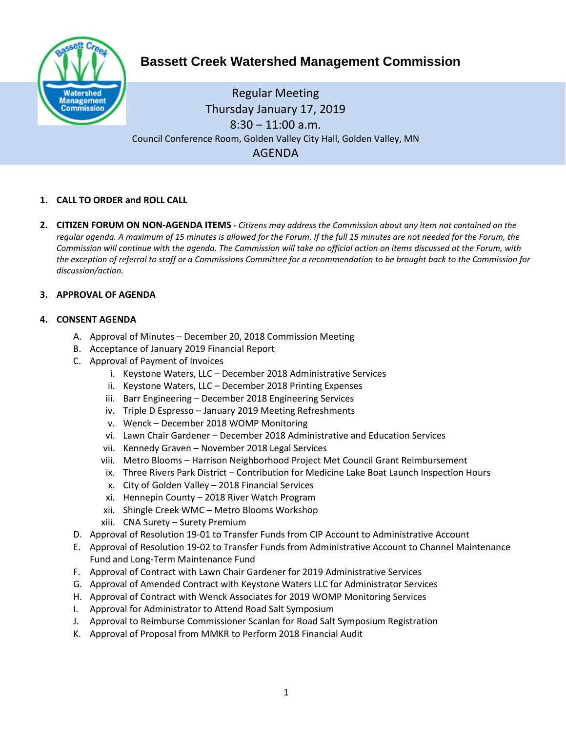# Bassett Creek Watershed Management Commission

Regular Meeting
Thursday January 17, 2019
8:30 – 11:00 a.m.
Council Conference Room, Golden Valley City Hall, Golden Valley, MN

AGENDA

1. **CALL TO ORDER and ROLL CALL**

2. **CITIZEN FORUM ON NON-AGENDA ITEMS -** *Citizens may address the Commission about any item not contained on the regular agenda. A maximum of 15 minutes is allowed for the Forum. If the full 15 minutes are not needed for the Forum, the Commission will continue with the agenda. The Commission will take no official action on items discussed at the Forum, with the exception of referral to staff or a Commissions Committee for a recommendation to be brought back to the Commission for discussion/action.*

3. **APPROVAL OF AGENDA**

4. **CONSENT AGENDA**
   A. Approval of Minutes – December 20, 2018 Commission Meeting
   B. Acceptance of January 2019 Financial Report
   C. Approval of Payment of Invoices
      i. Keystone Waters, LLC – December 2018 Administrative Services
      ii. Keystone Waters, LLC – December 2018 Printing Expenses
      iii. Barr Engineering – December 2018 Engineering Services
      iv. Triple D Espresso – January 2019 Meeting Refreshments
      v. Wenck – December 2018 WOMP Monitoring
      vi. Lawn Chair Gardener – December 2018 Administrative and Education Services
      vii. Kennedy Graven – November 2018 Legal Services
      viii. Metro Blooms – Harrison Neighborhood Project Met Council Grant Reimbursement
      ix. Three Rivers Park District – Contribution for Medicine Lake Boat Launch Inspection Hours
      x. City of Golden Valley – 2018 Financial Services
      xi. Hennepin County – 2018 River Watch Program
      xii. Shingle Creek WMC – Metro Blooms Workshop
      xiii. CNA Surety – Surety Premium
   D. Approval of Resolution 19-01 to Transfer Funds from CIP Account to Administrative Account
   E. Approval of Resolution 19-02 to Transfer Funds from Administrative Account to Channel Maintenance Fund and Long-Term Maintenance Fund
   F. Approval of Contract with Lawn Chair Gardener for 2019 Administrative Services
   G. Approval of Amended Contract with Keystone Waters LLC for Administrator Services
   H. Approval of Contract with Wenck Associates for 2019 WOMP Monitoring Services
   I. Approval for Administrator to Attend Road Salt Symposium
   J. Approval to Reimburse Commissioner Scanlan for Road Salt Symposium Registration
   K. Approval of Proposal from MMKR to Perform 2018 Financial Audit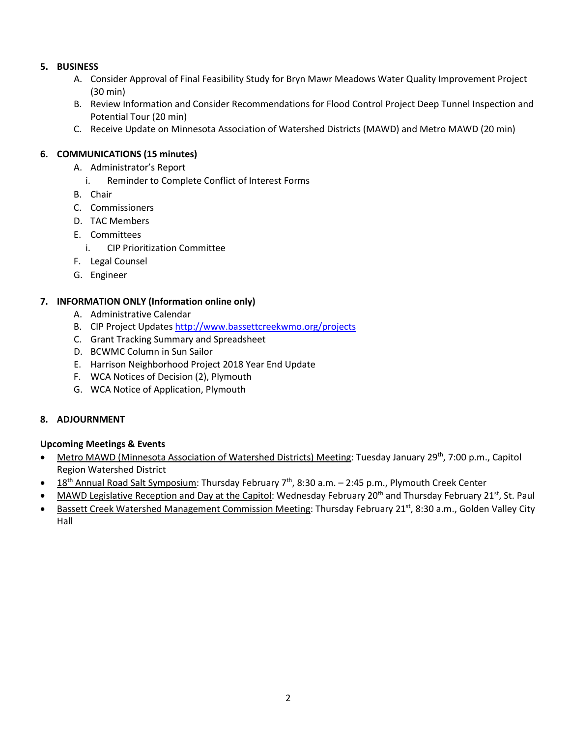**5. BUSINESS**

A. Consider Approval of Final Feasibility Study for Bryn Mawr Meadows Water Quality Improvement Project (30 min)

B. Review Information and Consider Recommendations for Flood Control Project Deep Tunnel Inspection and Potential Tour (20 min)

C. Receive Update on Minnesota Association of Watershed Districts (MAWD) and Metro MAWD (20 min)

**6. COMMUNICATIONS (15 minutes)**

A. Administrator's Report
   i. Reminder to Complete Conflict of Interest Forms

B. Chair

C. Commissioners

D. TAC Members

E. Committees
   i. CIP Prioritization Committee

F. Legal Counsel

G. Engineer

**7. INFORMATION ONLY (Information online only)**

A. Administrative Calendar

B. CIP Project Updates http://www.bassettcreekwmo.org/projects

C. Grant Tracking Summary and Spreadsheet

D. BCWMC Column in Sun Sailor

E. Harrison Neighborhood Project 2018 Year End Update

F. WCA Notices of Decision (2), Plymouth

G. WCA Notice of Application, Plymouth

**8. ADJOURNMENT**

**Upcoming Meetings & Events**

- Metro MAWD (Minnesota Association of Watershed Districts) Meeting: Tuesday January 29th, 7:00 p.m., Capitol Region Watershed District
- 18th Annual Road Salt Symposium: Thursday February 7th, 8:30 a.m. – 2:45 p.m., Plymouth Creek Center
- MAWD Legislative Reception and Day at the Capitol: Wednesday February 20th and Thursday February 21st, St. Paul
- Bassett Creek Watershed Management Commission Meeting: Thursday February 21st, 8:30 a.m., Golden Valley City Hall